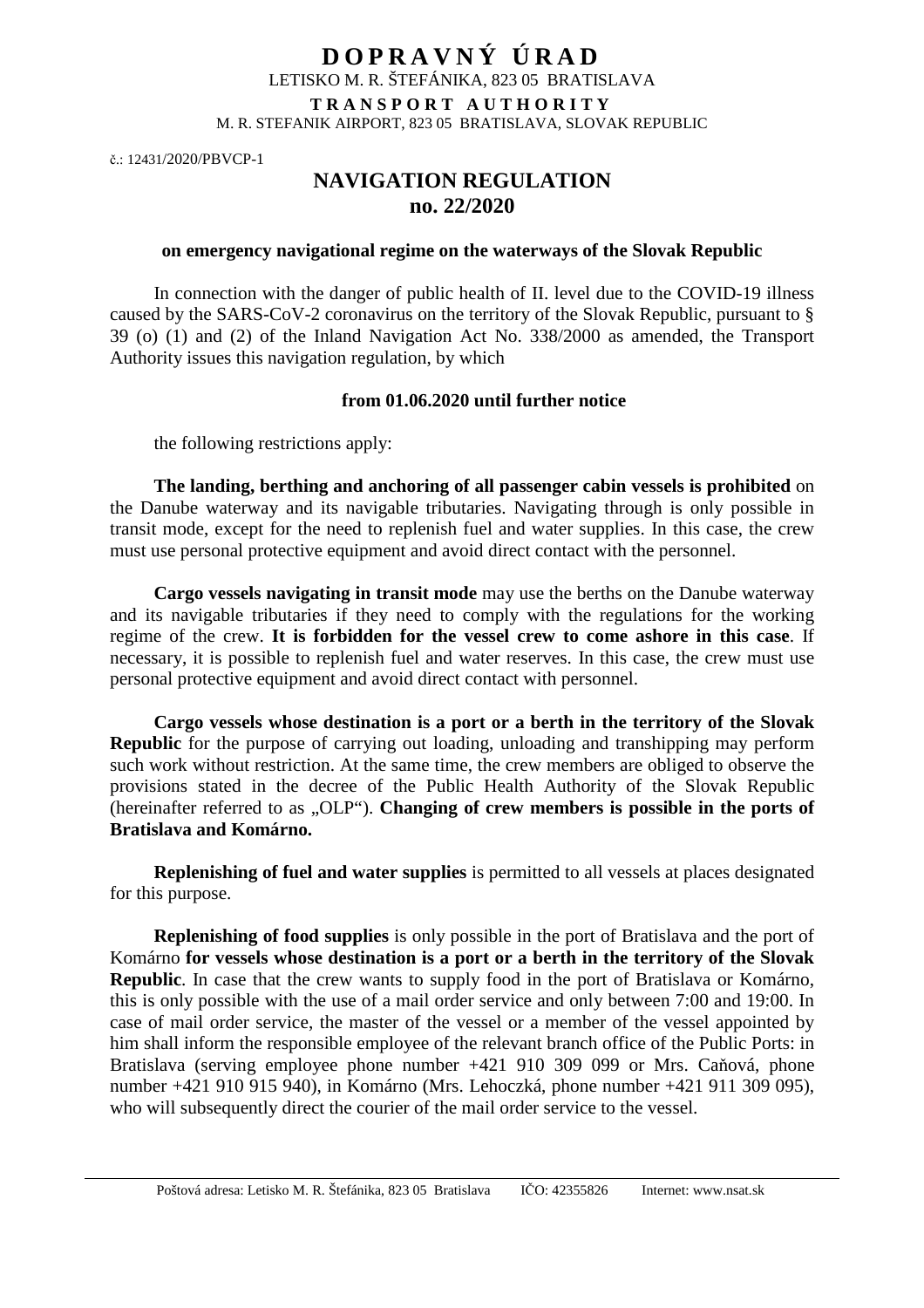# D O P R A V N Ý   Ú R A D

LETISKO M. R. ŠTEFÁNIKA, 823 05  BRATISLAVA

**T R A N S P O R T   A U T H O R I T Y**

M. R. STEFANIK AIRPORT, 823 05  BRATISLAVA, SLOVAK REPUBLIC

č.: 12431/2020/PBVCP-1

## NAVIGATION REGULATION
## no. 22/2020

**on emergency navigational regime on the waterways of the Slovak Republic**

In connection with the danger of public health of II. level due to the COVID-19 illness caused by the SARS-CoV-2 coronavirus on the territory of the Slovak Republic, pursuant to § 39 (o) (1) and (2) of the Inland Navigation Act No. 338/2000 as amended, the Transport Authority issues this navigation regulation, by which

**from 01.06.2020 until further notice**

the following restrictions apply:

**The landing, berthing and anchoring of all passenger cabin vessels is prohibited** on the Danube waterway and its navigable tributaries. Navigating through is only possible in transit mode, except for the need to replenish fuel and water supplies. In this case, the crew must use personal protective equipment and avoid direct contact with the personnel.

**Cargo vessels navigating in transit mode** may use the berths on the Danube waterway and its navigable tributaries if they need to comply with the regulations for the working regime of the crew. **It is forbidden for the vessel crew to come ashore in this case**. If necessary, it is possible to replenish fuel and water reserves. In this case, the crew must use personal protective equipment and avoid direct contact with personnel.

**Cargo vessels whose destination is a port or a berth in the territory of the Slovak Republic** for the purpose of carrying out loading, unloading and transhipping may perform such work without restriction. At the same time, the crew members are obliged to observe the provisions stated in the decree of the Public Health Authority of the Slovak Republic (hereinafter referred to as „OLP"). **Changing of crew members is possible in the ports of Bratislava and Komárno.**

**Replenishing of fuel and water supplies** is permitted to all vessels at places designated for this purpose.

**Replenishing of food supplies** is only possible in the port of Bratislava and the port of Komárno **for vessels whose destination is a port or a berth in the territory of the Slovak Republic**. In case that the crew wants to supply food in the port of Bratislava or Komárno, this is only possible with the use of a mail order service and only between 7:00 and 19:00. In case of mail order service, the master of the vessel or a member of the vessel appointed by him shall inform the responsible employee of the relevant branch office of the Public Ports: in Bratislava (serving employee phone number +421 910 309 099 or Mrs. Caňová, phone number +421 910 915 940), in Komárno (Mrs. Lehoczká, phone number +421 911 309 095), who will subsequently direct the courier of the mail order service to the vessel.

Poštová adresa: Letisko M. R. Štefánika, 823 05  Bratislava     IČO: 42355826     Internet: www.nsat.sk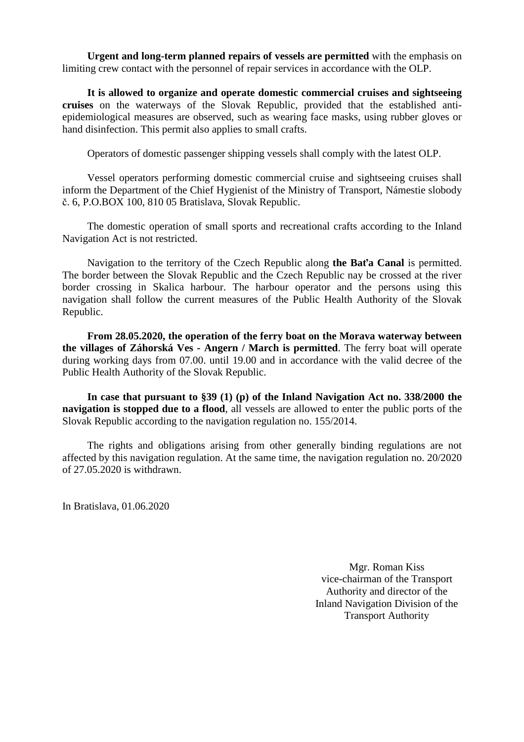**Urgent and long-term planned repairs of vessels are permitted** with the emphasis on limiting crew contact with the personnel of repair services in accordance with the OLP.

**It is allowed to organize and operate domestic commercial cruises and sightseeing cruises** on the waterways of the Slovak Republic, provided that the established anti-epidemiological measures are observed, such as wearing face masks, using rubber gloves or hand disinfection. This permit also applies to small crafts.

Operators of domestic passenger shipping vessels shall comply with the latest OLP.

Vessel operators performing domestic commercial cruise and sightseeing cruises shall inform the Department of the Chief Hygienist of the Ministry of Transport, Námestie slobody č. 6, P.O.BOX 100, 810 05 Bratislava, Slovak Republic.

The domestic operation of small sports and recreational crafts according to the Inland Navigation Act is not restricted.

Navigation to the territory of the Czech Republic along **the Baťa Canal** is permitted. The border between the Slovak Republic and the Czech Republic nay be crossed at the river border crossing in Skalica harbour. The harbour operator and the persons using this navigation shall follow the current measures of the Public Health Authority of the Slovak Republic.

**From 28.05.2020, the operation of the ferry boat on the Morava waterway between the villages of Záhorská Ves - Angern / March is permitted**. The ferry boat will operate during working days from 07.00. until 19.00 and in accordance with the valid decree of the Public Health Authority of the Slovak Republic.

**In case that pursuant to §39 (1) (p) of the Inland Navigation Act no. 338/2000 the navigation is stopped due to a flood**, all vessels are allowed to enter the public ports of the Slovak Republic according to the navigation regulation no. 155/2014.

The rights and obligations arising from other generally binding regulations are not affected by this navigation regulation. At the same time, the navigation regulation no. 20/2020 of 27.05.2020 is withdrawn.

In Bratislava, 01.06.2020

Mgr. Roman Kiss
vice-chairman of the Transport Authority and director of the Inland Navigation Division of the Transport Authority